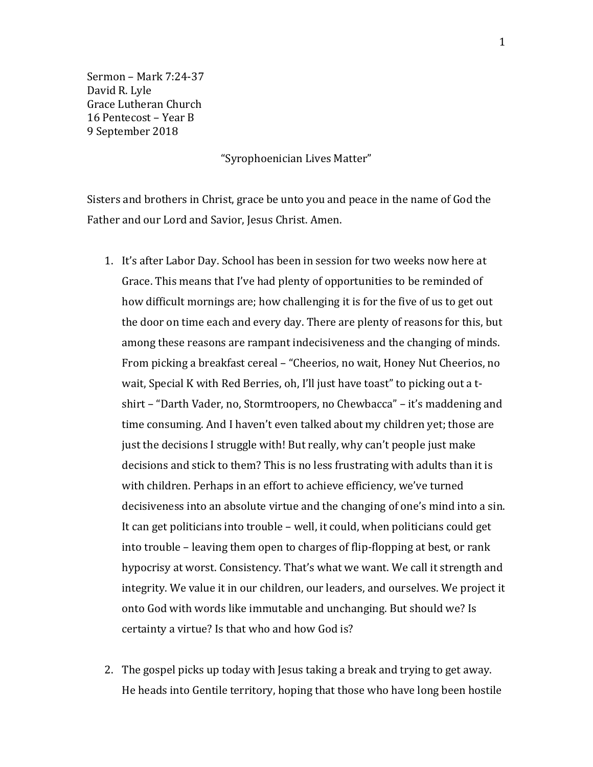Sermon – Mark 7:24-37
David R. Lyle
Grace Lutheran Church
16 Pentecost – Year B
9 September 2018

"Syrophoenician Lives Matter"

Sisters and brothers in Christ, grace be unto you and peace in the name of God the Father and our Lord and Savior, Jesus Christ. Amen.

1. It's after Labor Day. School has been in session for two weeks now here at Grace. This means that I've had plenty of opportunities to be reminded of how difficult mornings are; how challenging it is for the five of us to get out the door on time each and every day. There are plenty of reasons for this, but among these reasons are rampant indecisiveness and the changing of minds. From picking a breakfast cereal – "Cheerios, no wait, Honey Nut Cheerios, no wait, Special K with Red Berries, oh, I'll just have toast" to picking out a t-shirt – "Darth Vader, no, Stormtroopers, no Chewbacca" – it's maddening and time consuming. And I haven't even talked about my children yet; those are just the decisions I struggle with! But really, why can't people just make decisions and stick to them? This is no less frustrating with adults than it is with children. Perhaps in an effort to achieve efficiency, we've turned decisiveness into an absolute virtue and the changing of one's mind into a sin. It can get politicians into trouble – well, it could, when politicians could get into trouble – leaving them open to charges of flip-flopping at best, or rank hypocrisy at worst. Consistency. That's what we want. We call it strength and integrity. We value it in our children, our leaders, and ourselves. We project it onto God with words like immutable and unchanging. But should we? Is certainty a virtue? Is that who and how God is?

2. The gospel picks up today with Jesus taking a break and trying to get away. He heads into Gentile territory, hoping that those who have long been hostile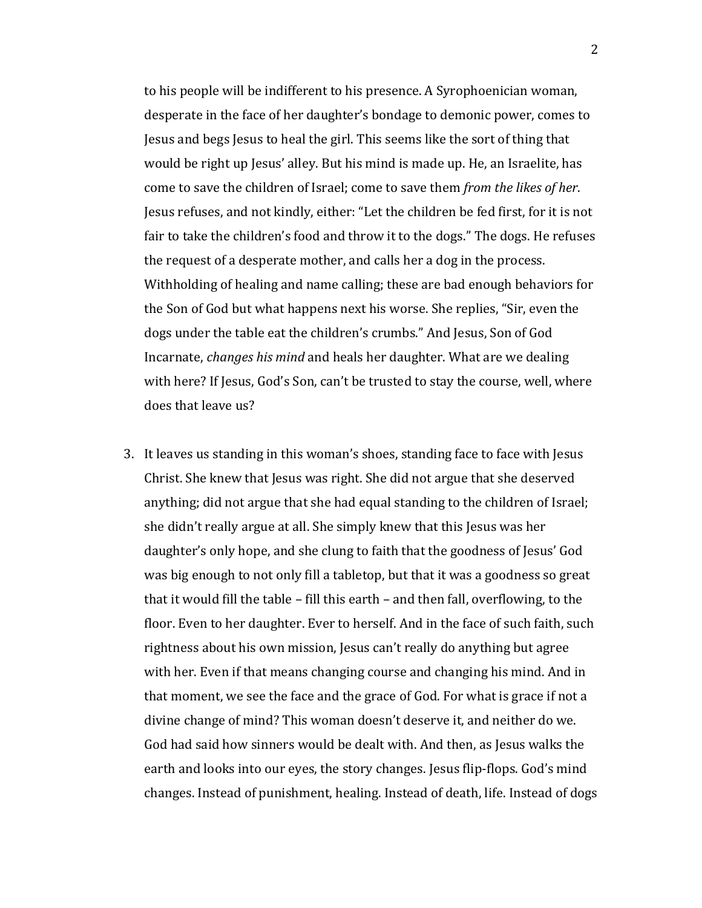to his people will be indifferent to his presence. A Syrophoenician woman, desperate in the face of her daughter's bondage to demonic power, comes to Jesus and begs Jesus to heal the girl. This seems like the sort of thing that would be right up Jesus' alley. But his mind is made up. He, an Israelite, has come to save the children of Israel; come to save them *from the likes of her*. Jesus refuses, and not kindly, either: "Let the children be fed first, for it is not fair to take the children's food and throw it to the dogs." The dogs. He refuses the request of a desperate mother, and calls her a dog in the process. Withholding of healing and name calling; these are bad enough behaviors for the Son of God but what happens next his worse. She replies, "Sir, even the dogs under the table eat the children's crumbs." And Jesus, Son of God Incarnate, *changes his mind* and heals her daughter. What are we dealing with here? If Jesus, God's Son, can't be trusted to stay the course, well, where does that leave us?

3. It leaves us standing in this woman's shoes, standing face to face with Jesus Christ. She knew that Jesus was right. She did not argue that she deserved anything; did not argue that she had equal standing to the children of Israel; she didn't really argue at all. She simply knew that this Jesus was her daughter's only hope, and she clung to faith that the goodness of Jesus' God was big enough to not only fill a tabletop, but that it was a goodness so great that it would fill the table – fill this earth – and then fall, overflowing, to the floor. Even to her daughter. Ever to herself. And in the face of such faith, such rightness about his own mission, Jesus can't really do anything but agree with her. Even if that means changing course and changing his mind. And in that moment, we see the face and the grace of God. For what is grace if not a divine change of mind? This woman doesn't deserve it, and neither do we. God had said how sinners would be dealt with. And then, as Jesus walks the earth and looks into our eyes, the story changes. Jesus flip-flops. God's mind changes. Instead of punishment, healing. Instead of death, life. Instead of dogs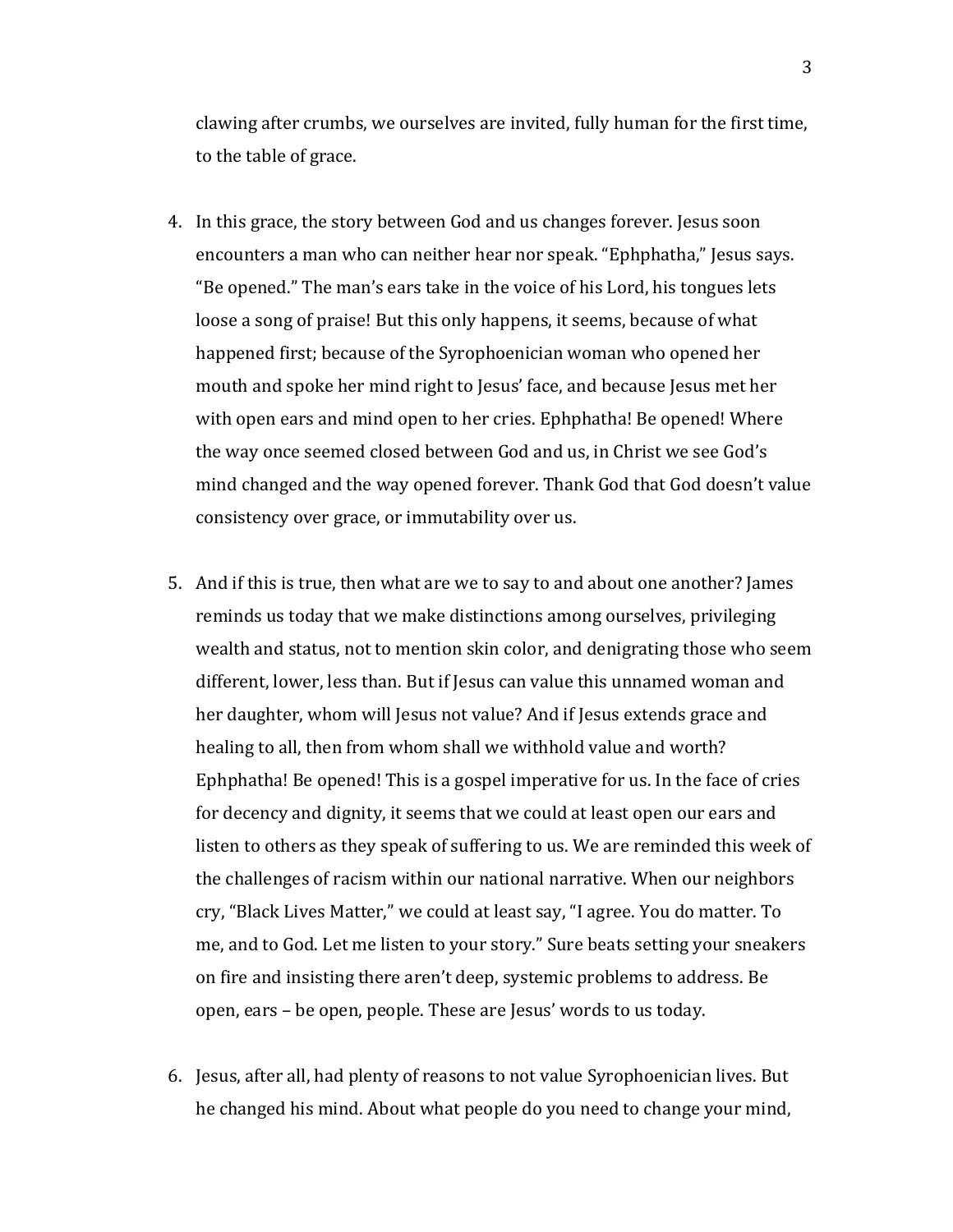clawing after crumbs, we ourselves are invited, fully human for the first time, to the table of grace.

4. In this grace, the story between God and us changes forever. Jesus soon encounters a man who can neither hear nor speak. "Ephphatha," Jesus says. "Be opened." The man's ears take in the voice of his Lord, his tongues lets loose a song of praise! But this only happens, it seems, because of what happened first; because of the Syrophoenician woman who opened her mouth and spoke her mind right to Jesus' face, and because Jesus met her with open ears and mind open to her cries. Ephphatha! Be opened! Where the way once seemed closed between God and us, in Christ we see God's mind changed and the way opened forever. Thank God that God doesn't value consistency over grace, or immutability over us.

5. And if this is true, then what are we to say to and about one another? James reminds us today that we make distinctions among ourselves, privileging wealth and status, not to mention skin color, and denigrating those who seem different, lower, less than. But if Jesus can value this unnamed woman and her daughter, whom will Jesus not value? And if Jesus extends grace and healing to all, then from whom shall we withhold value and worth? Ephphatha! Be opened! This is a gospel imperative for us. In the face of cries for decency and dignity, it seems that we could at least open our ears and listen to others as they speak of suffering to us. We are reminded this week of the challenges of racism within our national narrative. When our neighbors cry, "Black Lives Matter," we could at least say, "I agree. You do matter. To me, and to God. Let me listen to your story." Sure beats setting your sneakers on fire and insisting there aren't deep, systemic problems to address. Be open, ears – be open, people. These are Jesus' words to us today.

6. Jesus, after all, had plenty of reasons to not value Syrophoenician lives. But he changed his mind. About what people do you need to change your mind,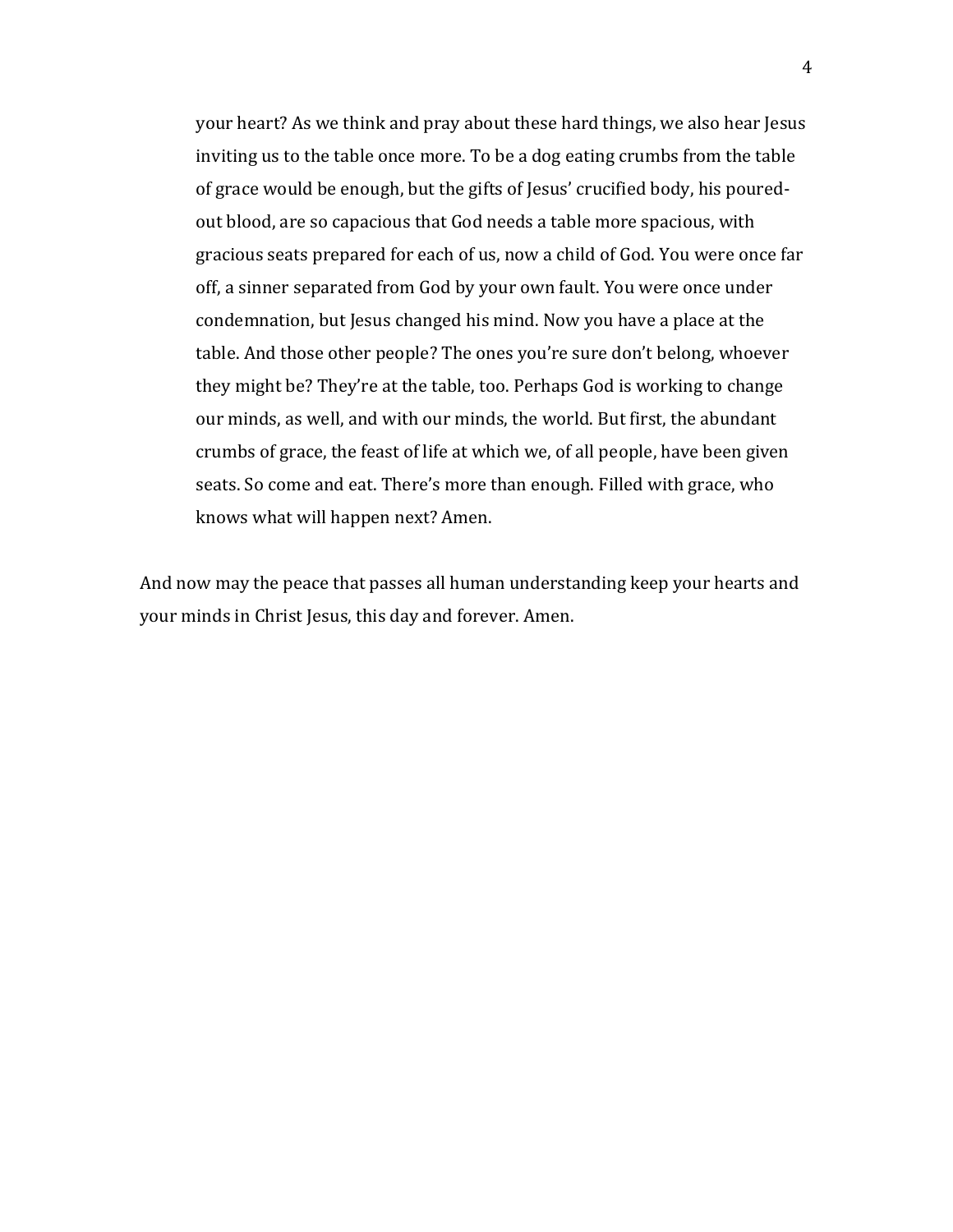your heart? As we think and pray about these hard things, we also hear Jesus inviting us to the table once more. To be a dog eating crumbs from the table of grace would be enough, but the gifts of Jesus' crucified body, his poured-out blood, are so capacious that God needs a table more spacious, with gracious seats prepared for each of us, now a child of God. You were once far off, a sinner separated from God by your own fault. You were once under condemnation, but Jesus changed his mind. Now you have a place at the table. And those other people? The ones you're sure don't belong, whoever they might be? They're at the table, too. Perhaps God is working to change our minds, as well, and with our minds, the world. But first, the abundant crumbs of grace, the feast of life at which we, of all people, have been given seats. So come and eat. There's more than enough. Filled with grace, who knows what will happen next? Amen.

And now may the peace that passes all human understanding keep your hearts and your minds in Christ Jesus, this day and forever. Amen.